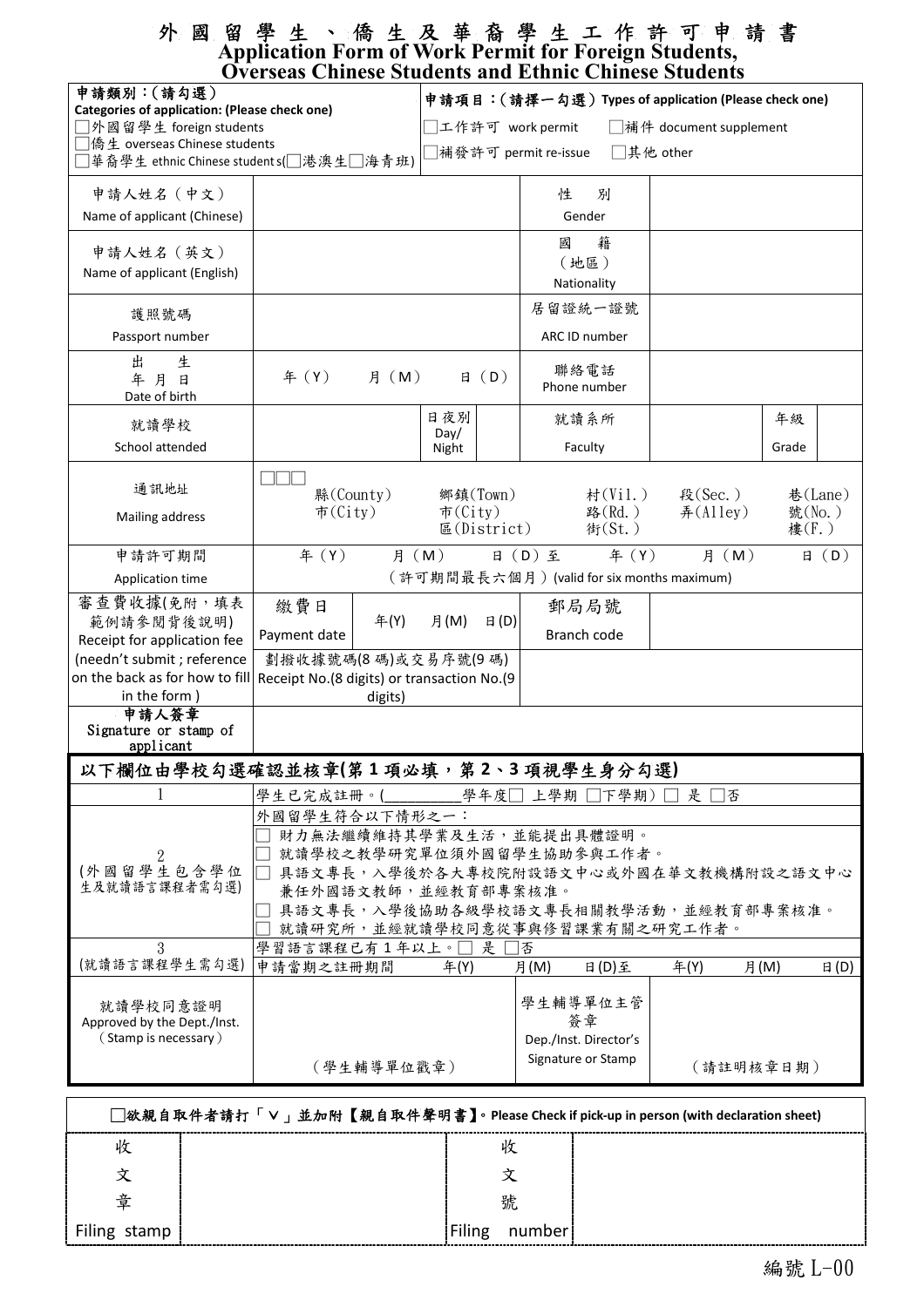# 外國留學生、僑生及華裔學生工作許可申請書
## Application Form of Work Permit for Foreign Students, Overseas Chinese Students and Ethnic Chinese Students

| 申請類別：(請勾選) Categories of application: (Please check one) □外國留學生 foreign students □僑生 overseas Chinese students □華裔學生 ethnic Chinese students(□港澳生□海青班) | | | 申請項目：(請擇一勾選) Types of application (Please check one) □工作許可 work permit □補件 document supplement □補發許可 permit re-issue □其他 other | | |
|---|---|---|---|---|---|
| 申請人姓名(中文) Name of applicant (Chinese) | | | 性別 Gender | | |
| 申請人姓名(英文) Name of applicant (English) | | | 國籍(地區) Nationality | | |
| 護照號碼 Passport number | | | 居留證統一證號 ARC ID number | | |
| 出生年月日 Date of birth | 年(Y) 月(M) 日(D) | | 聯絡電話 Phone number | | |
| 就讀學校 School attended | | 日夜別 Day/ Night | 就讀系所 Faculty | | 年級 Grade |
| 通訊地址 Mailing address | □□□ 縣(County) 市(City) 鄉鎮(Town) 市(City) 區(District) 村(Vil.) 路(Rd.) 街(St.) 段(Sec.) 弄(Alley) 巷(Lane) 號(No.) 樓(F.) | | | | |
| 申請許可期間 Application time | 年(Y) 月(M) 日(D)至 年(Y) 月(M) 日(D) (許可期間最長六個月) (valid for six months maximum) | | | | |
| 審查費收據(免附，填表範例請參閱背後說明) Receipt for application fee (needn't submit ; reference on the back as for how to fill in the form ) | 繳費日 Payment date 年(Y) 月(M) 日(D) | | 郵局局號 Branch code | | |
| | 劃撥收據號碼(8碼)或交易序號(9碼) Receipt No.(8 digits) or transaction No.(9 digits) | | | | |
| 申請人簽章 Signature or stamp of applicant | | | | | |

### 以下欄位由學校勾選確認並核章(第1項必填，第2、3項視學生身分勾選)

| | |
|---|---|
| 1 | 學生已完成註冊。(\_\_\_\_\_\_\_\_\_學年度□ 上學期 □下學期) □ 是 □否 |
| 2 (外國留學生包含學位生及就讀語言課程者需勾選) | 外國留學生符合以下情形之一：<br>□ 財力無法繼續維持其學業及生活，並能提出具體證明。<br>□ 就讀學校之教學研究單位須外國留學生協助參與工作者。<br>□ 具語文專長，入學後於各大專校院附設語文中心或外國在華文教機構附設之語文中心兼任外國語文教師，並經教育部專案核准。<br>□ 具語文專長，入學後協助各級學校語文專長相關教學活動，並經教育部專案核准。<br>□ 就讀研究所，並經就讀學校同意從事與修習課業有關之研究工作者。 |
| 3 (就讀語言課程學生需勾選) | 學習語言課程已有1年以上。□ 是 □否<br>申請當期之註冊期間 年(Y) 月(M) 日(D)至 年(Y) 月(M) 日(D) |

| 就讀學校同意證明 Approved by the Dept./Inst. (Stamp is necessary) | (學生輔導單位戳章) | 學生輔導單位主管簽章 Dep./Inst. Director's Signature or Stamp | (請註明核章日期) |
|---|---|---|---|

□欲親自取件者請打「V」並加附【親自取件聲明書】。Please Check if pick-up in person (with declaration sheet)

| 收文章 Filing stamp | | 收文號 Filing number | |
|---|---|---|---|

編號 L-00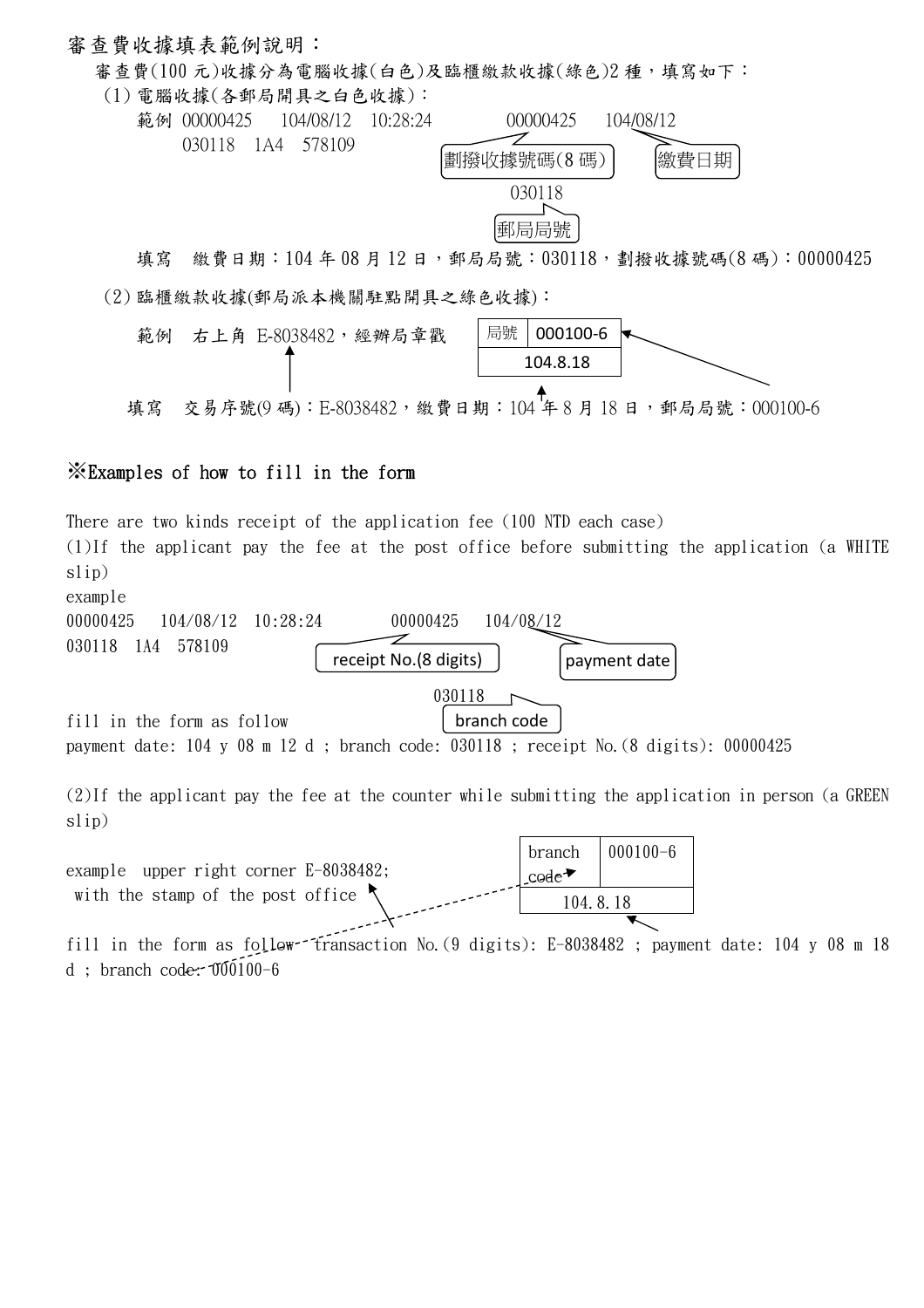審查費收據填表範例說明：

審查費(100 元)收據分為電腦收據(白色)及臨櫃繳款收據(綠色)2 種，填寫如下：

(1) 電腦收據(各郵局開具之白色收據)：

範例 00000425　104/08/12　10:28:24
030118　1A4　578109

00000425 → 劃撥收據號碼(8 碼)
104/08/12 → 繳費日期
030118 → 郵局局號

填寫　繳費日期：104 年 08 月 12 日，郵局局號：030118，劃撥收據號碼(8 碼)：00000425

(2) 臨櫃繳款收據(郵局派本機關駐點開具之綠色收據)：

範例　右上角 E-8038482，經辦局章戳

| 局號 | 000100-6 |
|---|---|
| 104.8.18 | |

填寫　交易序號(9 碼)：E-8038482，繳費日期：104 年 8 月 18 日，郵局局號：000100-6

## ※Examples of how to fill in the form

There are two kinds receipt of the application fee (100 NTD each case)

(1)If the applicant pay the fee at the post office before submitting the application (a WHITE slip)

example

00000425　104/08/12　10:28:24
030118　1A4　578109

00000425 → receipt No.(8 digits)
104/08/12 → payment date
030118 → branch code

fill in the form as follow

payment date: 104 y 08 m 12 d ; branch code: 030118 ; receipt No.(8 digits): 00000425

(2)If the applicant pay the fee at the counter while submitting the application in person (a GREEN slip)

example　upper right corner E-8038482;
with the stamp of the post office

| branch code | 000100-6 |
|---|---|
| 104.8.18 | |

fill in the form as follow　transaction No.(9 digits): E-8038482 ; payment date: 104 y 08 m 18 d ; branch code: 000100-6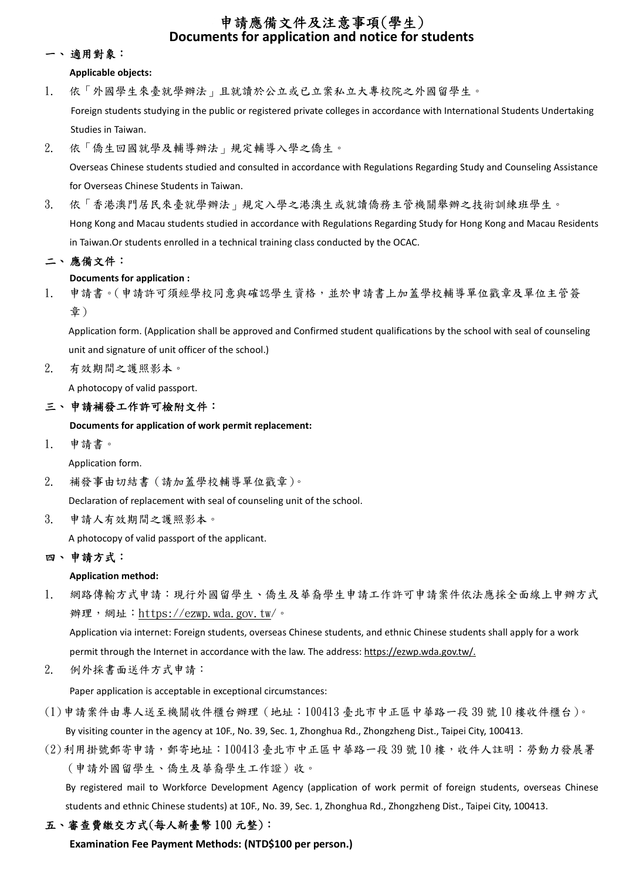# 申請應備文件及注意事項(學生)
# Documents for application and notice for students

## 一、 適用對象：

**Applicable objects:**

1. 依「外國學生來臺就學辦法」且就讀於公立或已立案私立大專校院之外國留學生。

   Foreign students studying in the public or registered private colleges in accordance with International Students Undertaking Studies in Taiwan.

2. 依「僑生回國就學及輔導辦法」規定輔導入學之僑生。

   Overseas Chinese students studied and consulted in accordance with Regulations Regarding Study and Counseling Assistance for Overseas Chinese Students in Taiwan.

3. 依「香港澳門居民來臺就學辦法」規定入學之港澳生或就讀僑務主管機關舉辦之技術訓練班學生。

   Hong Kong and Macau students studied in accordance with Regulations Regarding Study for Hong Kong and Macau Residents in Taiwan.Or students enrolled in a technical training class conducted by the OCAC.

## 二、 應備文件：

**Documents for application :**

1. 申請書。(申請許可須經學校同意與確認學生資格，並於申請書上加蓋學校輔導單位戳章及單位主管簽章)

   Application form. (Application shall be approved and Confirmed student qualifications by the school with seal of counseling unit and signature of unit officer of the school.)

2. 有效期間之護照影本。

   A photocopy of valid passport.

## 三、 申請補發工作許可檢附文件：

**Documents for application of work permit replacement:**

1. 申請書。

   Application form.

2. 補發事由切結書(請加蓋學校輔導單位戳章)。

   Declaration of replacement with seal of counseling unit of the school.

3. 申請人有效期間之護照影本。

   A photocopy of valid passport of the applicant.

## 四、 申請方式：

**Application method:**

1. 網路傳輸方式申請：現行外國留學生、僑生及華裔學生申請工作許可申請案件依法應採全面線上申辦方式辦理，網址：https://ezwp.wda.gov.tw/。

   Application via internet: Foreign students, overseas Chinese students, and ethnic Chinese students shall apply for a work permit through the Internet in accordance with the law. The address: https://ezwp.wda.gov.tw/.

2. 例外採書面送件方式申請：

   Paper application is acceptable in exceptional circumstances:

(1) 申請案件由專人送至機關收件櫃台辦理(地址：100413 臺北市中正區中華路一段 39 號 10 樓收件櫃台)。

   By visiting counter in the agency at 10F., No. 39, Sec. 1, Zhonghua Rd., Zhongzheng Dist., Taipei City, 100413.

(2) 利用掛號郵寄申請，郵寄地址：100413 臺北市中正區中華路一段 39 號 10 樓，收件人註明：勞動力發展署(申請外國留學生、僑生及華裔學生工作證)收。

   By registered mail to Workforce Development Agency (application of work permit of foreign students, overseas Chinese students and ethnic Chinese students) at 10F., No. 39, Sec. 1, Zhonghua Rd., Zhongzheng Dist., Taipei City, 100413.

## 五、審查費繳交方式(每人新臺幣 100 元整)：

**Examination Fee Payment Methods: (NTD$100 per person.)**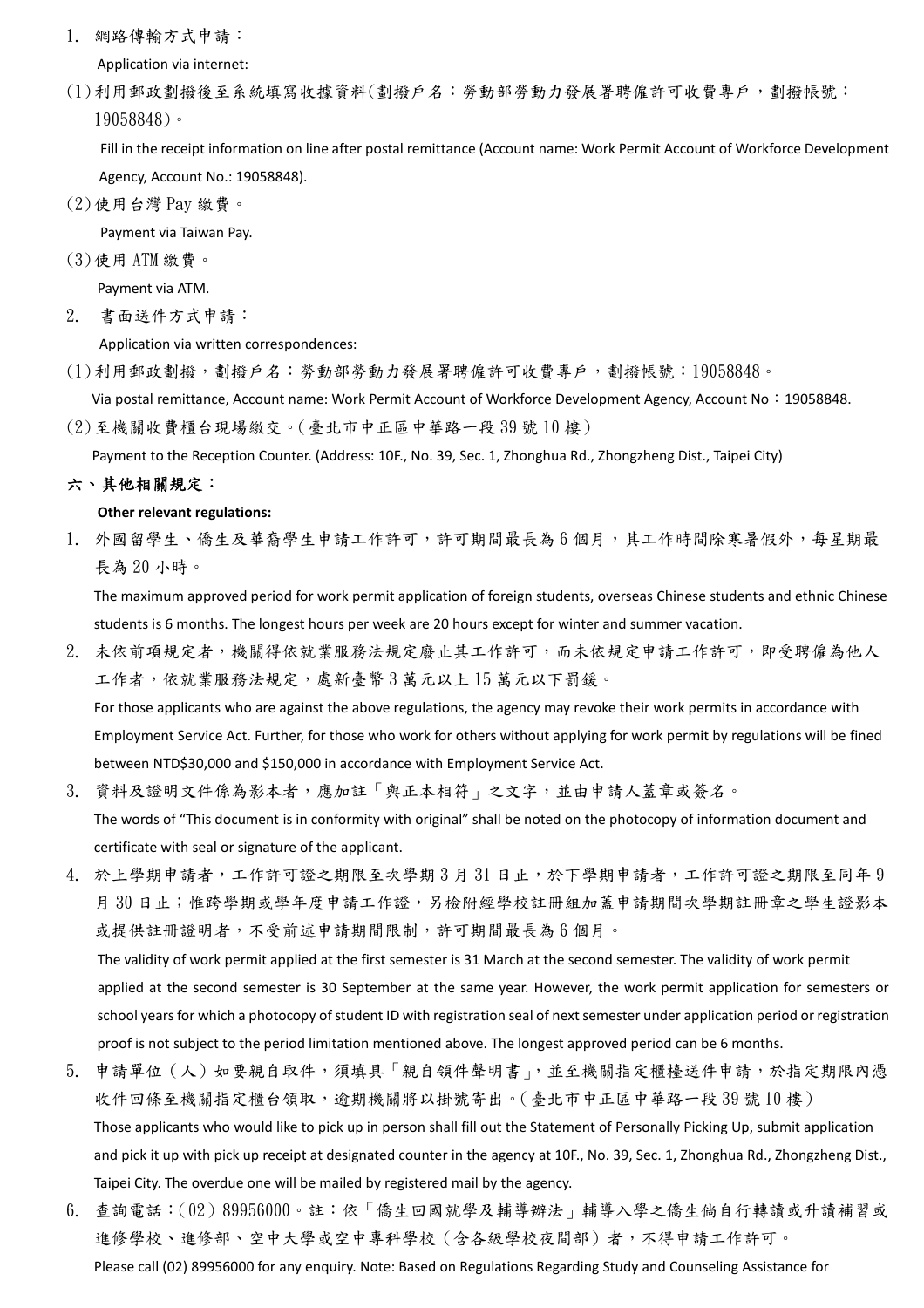1. 網路傳輸方式申請：

   Application via internet:

(1) 利用郵政劃撥後至系統填寫收據資料(劃撥戶名：勞動部勞動力發展署聘僱許可收費專戶，劃撥帳號：19058848)。

   Fill in the receipt information on line after postal remittance (Account name: Work Permit Account of Workforce Development Agency, Account No.: 19058848).

(2) 使用台灣 Pay 繳費。

   Payment via Taiwan Pay.

(3) 使用 ATM 繳費。

   Payment via ATM.

2. 書面送件方式申請：

   Application via written correspondences:

(1) 利用郵政劃撥，劃撥戶名：勞動部勞動力發展署聘僱許可收費專戶，劃撥帳號：19058848。

   Via postal remittance, Account name: Work Permit Account of Workforce Development Agency, Account No：19058848.

(2) 至機關收費櫃台現場繳交。(臺北市中正區中華路一段 39 號 10 樓)

   Payment to the Reception Counter. (Address: 10F., No. 39, Sec. 1, Zhonghua Rd., Zhongzheng Dist., Taipei City)

## 六、其他相關規定：

**Other relevant regulations:**

1. 外國留學生、僑生及華裔學生申請工作許可，許可期間最長為 6 個月，其工作時間除寒暑假外，每星期最長為 20 小時。

   The maximum approved period for work permit application of foreign students, overseas Chinese students and ethnic Chinese students is 6 months. The longest hours per week are 20 hours except for winter and summer vacation.

2. 未依前項規定者，機關得依就業服務法規定廢止其工作許可，而未依規定申請工作許可，即受聘僱為他人工作者，依就業服務法規定，處新臺幣 3 萬元以上 15 萬元以下罰鍰。

   For those applicants who are against the above regulations, the agency may revoke their work permits in accordance with Employment Service Act. Further, for those who work for others without applying for work permit by regulations will be fined between NTD$30,000 and $150,000 in accordance with Employment Service Act.

3. 資料及證明文件係為影本者，應加註「與正本相符」之文字，並由申請人蓋章或簽名。

   The words of "This document is in conformity with original" shall be noted on the photocopy of information document and certificate with seal or signature of the applicant.

4. 於上學期申請者，工作許可證之期限至次學期 3 月 31 日止，於下學期申請者，工作許可證之期限至同年 9 月 30 日止；惟跨學期或學年度申請工作證，另檢附經學校註冊組加蓋申請期間次學期註冊章之學生證影本或提供註冊證明者，不受前述申請期間限制，許可期間最長為 6 個月。

   The validity of work permit applied at the first semester is 31 March at the second semester. The validity of work permit applied at the second semester is 30 September at the same year. However, the work permit application for semesters or school years for which a photocopy of student ID with registration seal of next semester under application period or registration proof is not subject to the period limitation mentioned above. The longest approved period can be 6 months.

5. 申請單位（人）如要親自取件，須填具「親自領件聲明書」，並至機關指定櫃檯送件申請，於指定期限內憑收件回條至機關指定櫃台領取，逾期機關將以掛號寄出。(臺北市中正區中華路一段 39 號 10 樓)

   Those applicants who would like to pick up in person shall fill out the Statement of Personally Picking Up, submit application and pick it up with pick up receipt at designated counter in the agency at 10F., No. 39, Sec. 1, Zhonghua Rd., Zhongzheng Dist., Taipei City. The overdue one will be mailed by registered mail by the agency.

6. 查詢電話：(02) 89956000。註：依「僑生回國就學及輔導辦法」輔導入學之僑生倘自行轉讀或升讀補習或進修學校、進修部、空中大學或空中專科學校（含各級學校夜間部）者，不得申請工作許可。

   Please call (02) 89956000 for any enquiry. Note: Based on Regulations Regarding Study and Counseling Assistance for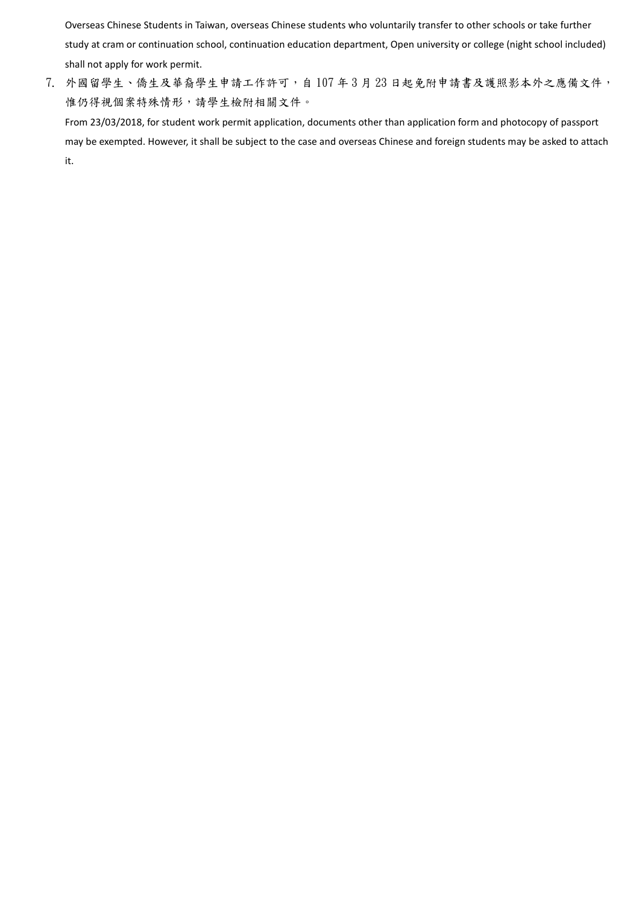Overseas Chinese Students in Taiwan, overseas Chinese students who voluntarily transfer to other schools or take further study at cram or continuation school, continuation education department, Open university or college (night school included) shall not apply for work permit.

7. 外國留學生、僑生及華裔學生申請工作許可，自 107 年 3 月 23 日起免附申請書及護照影本外之應備文件，惟仍得視個案特殊情形，請學生檢附相關文件。

   From 23/03/2018, for student work permit application, documents other than application form and photocopy of passport may be exempted. However, it shall be subject to the case and overseas Chinese and foreign students may be asked to attach it.